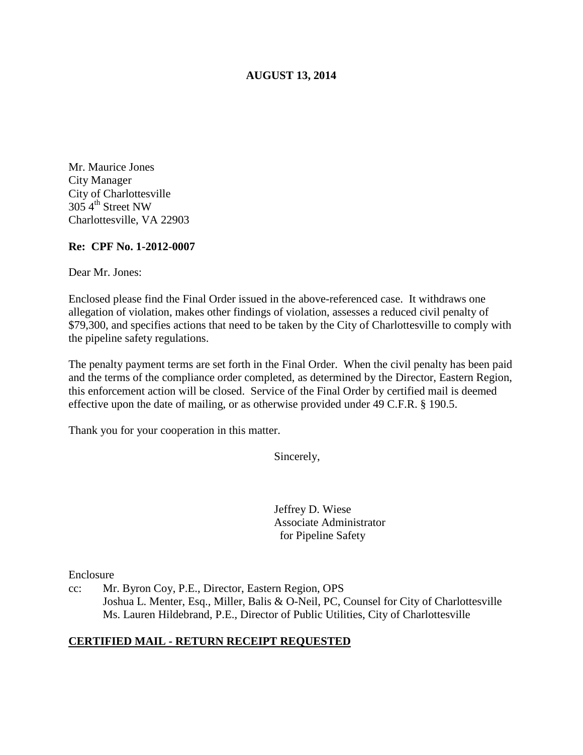**AUGUST 13, 2014**

Mr. Maurice Jones
City Manager
City of Charlottesville
305 4th Street NW
Charlottesville, VA 22903

**Re: CPF No. 1-2012-0007**

Dear Mr. Jones:

Enclosed please find the Final Order issued in the above-referenced case. It withdraws one allegation of violation, makes other findings of violation, assesses a reduced civil penalty of $79,300, and specifies actions that need to be taken by the City of Charlottesville to comply with the pipeline safety regulations.

The penalty payment terms are set forth in the Final Order. When the civil penalty has been paid and the terms of the compliance order completed, as determined by the Director, Eastern Region, this enforcement action will be closed. Service of the Final Order by certified mail is deemed effective upon the date of mailing, or as otherwise provided under 49 C.F.R. § 190.5.

Thank you for your cooperation in this matter.

Sincerely,

Jeffrey D. Wiese
Associate Administrator
for Pipeline Safety

Enclosure

cc: Mr. Byron Coy, P.E., Director, Eastern Region, OPS
Joshua L. Menter, Esq., Miller, Balis & O-Neil, PC, Counsel for City of Charlottesville
Ms. Lauren Hildebrand, P.E., Director of Public Utilities, City of Charlottesville

**CERTIFIED MAIL - RETURN RECEIPT REQUESTED**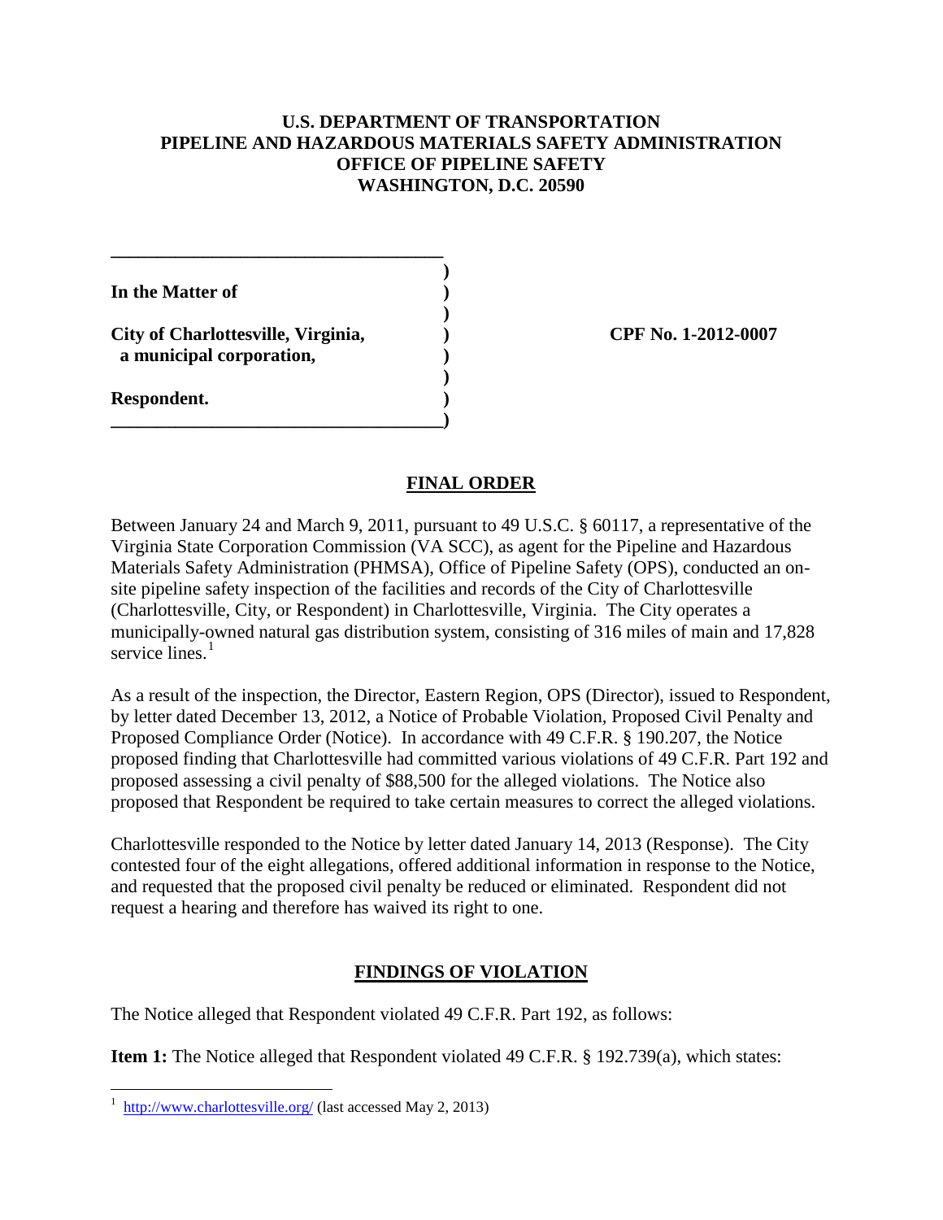**U.S. DEPARTMENT OF TRANSPORTATION**
**PIPELINE AND HAZARDOUS MATERIALS SAFETY ADMINISTRATION**
**OFFICE OF PIPELINE SAFETY**
**WASHINGTON, D.C. 20590**

| | |
|---|---|
| **In the Matter of** | |
| **City of Charlottesville, Virginia, a municipal corporation,** | **CPF No. 1-2012-0007** |
| **Respondent.** | |

## FINAL ORDER

Between January 24 and March 9, 2011, pursuant to 49 U.S.C. § 60117, a representative of the Virginia State Corporation Commission (VA SCC), as agent for the Pipeline and Hazardous Materials Safety Administration (PHMSA), Office of Pipeline Safety (OPS), conducted an on-site pipeline safety inspection of the facilities and records of the City of Charlottesville (Charlottesville, City, or Respondent) in Charlottesville, Virginia. The City operates a municipally-owned natural gas distribution system, consisting of 316 miles of main and 17,828 service lines.[1]

As a result of the inspection, the Director, Eastern Region, OPS (Director), issued to Respondent, by letter dated December 13, 2012, a Notice of Probable Violation, Proposed Civil Penalty and Proposed Compliance Order (Notice). In accordance with 49 C.F.R. § 190.207, the Notice proposed finding that Charlottesville had committed various violations of 49 C.F.R. Part 192 and proposed assessing a civil penalty of $88,500 for the alleged violations. The Notice also proposed that Respondent be required to take certain measures to correct the alleged violations.

Charlottesville responded to the Notice by letter dated January 14, 2013 (Response). The City contested four of the eight allegations, offered additional information in response to the Notice, and requested that the proposed civil penalty be reduced or eliminated. Respondent did not request a hearing and therefore has waived its right to one.

## FINDINGS OF VIOLATION

The Notice alleged that Respondent violated 49 C.F.R. Part 192, as follows:

**Item 1:** The Notice alleged that Respondent violated 49 C.F.R. § 192.739(a), which states:

---

[1] http://www.charlottesville.org/ (last accessed May 2, 2013)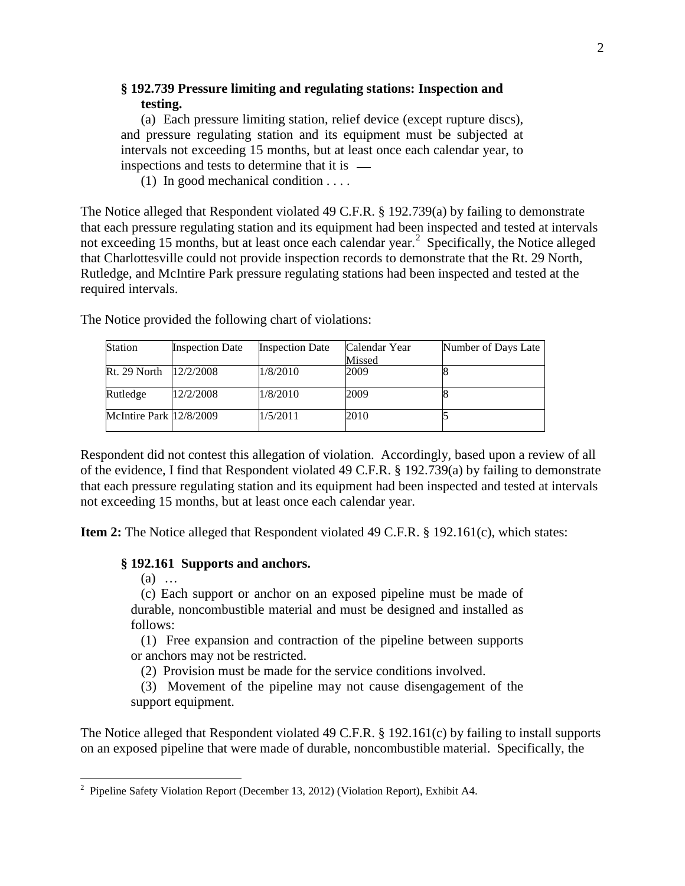**§ 192.739 Pressure limiting and regulating stations: Inspection and testing.**

(a) Each pressure limiting station, relief device (except rupture discs), and pressure regulating station and its equipment must be subjected at intervals not exceeding 15 months, but at least once each calendar year, to inspections and tests to determine that it is —

(1) In good mechanical condition . . . .

The Notice alleged that Respondent violated 49 C.F.R. § 192.739(a) by failing to demonstrate that each pressure regulating station and its equipment had been inspected and tested at intervals not exceeding 15 months, but at least once each calendar year.[2] Specifically, the Notice alleged that Charlottesville could not provide inspection records to demonstrate that the Rt. 29 North, Rutledge, and McIntire Park pressure regulating stations had been inspected and tested at the required intervals.

The Notice provided the following chart of violations:

| Station | Inspection Date | Inspection Date | Calendar Year Missed | Number of Days Late |
|---|---|---|---|---|
| Rt. 29 North | 12/2/2008 | 1/8/2010 | 2009 | 8 |
| Rutledge | 12/2/2008 | 1/8/2010 | 2009 | 8 |
| McIntire Park | 12/8/2009 | 1/5/2011 | 2010 | 5 |

Respondent did not contest this allegation of violation. Accordingly, based upon a review of all of the evidence, I find that Respondent violated 49 C.F.R. § 192.739(a) by failing to demonstrate that each pressure regulating station and its equipment had been inspected and tested at intervals not exceeding 15 months, but at least once each calendar year.

**Item 2:** The Notice alleged that Respondent violated 49 C.F.R. § 192.161(c), which states:

**§ 192.161 Supports and anchors.**

(a) …

(c) Each support or anchor on an exposed pipeline must be made of durable, noncombustible material and must be designed and installed as follows:

(1) Free expansion and contraction of the pipeline between supports or anchors may not be restricted.

(2) Provision must be made for the service conditions involved.

(3) Movement of the pipeline may not cause disengagement of the support equipment.

The Notice alleged that Respondent violated 49 C.F.R. § 192.161(c) by failing to install supports on an exposed pipeline that were made of durable, noncombustible material. Specifically, the

[2] Pipeline Safety Violation Report (December 13, 2012) (Violation Report), Exhibit A4.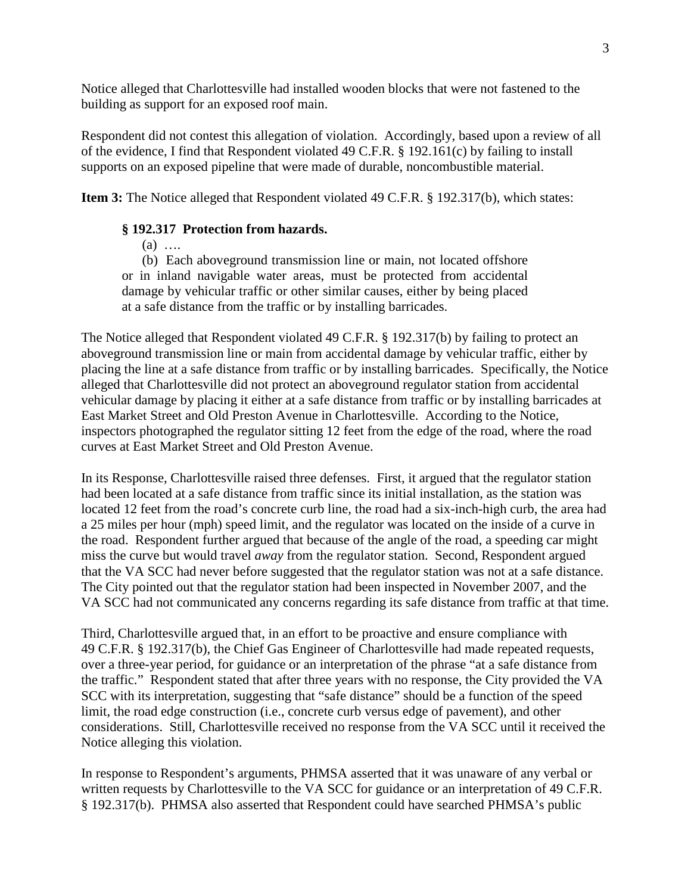Notice alleged that Charlottesville had installed wooden blocks that were not fastened to the building as support for an exposed roof main.

Respondent did not contest this allegation of violation. Accordingly, based upon a review of all of the evidence, I find that Respondent violated 49 C.F.R. § 192.161(c) by failing to install supports on an exposed pipeline that were made of durable, noncombustible material.

**Item 3:** The Notice alleged that Respondent violated 49 C.F.R. § 192.317(b), which states:

> **§ 192.317 Protection from hazards.**
>
> (a) ….
>
> (b) Each aboveground transmission line or main, not located offshore or in inland navigable water areas, must be protected from accidental damage by vehicular traffic or other similar causes, either by being placed at a safe distance from the traffic or by installing barricades.

The Notice alleged that Respondent violated 49 C.F.R. § 192.317(b) by failing to protect an aboveground transmission line or main from accidental damage by vehicular traffic, either by placing the line at a safe distance from traffic or by installing barricades. Specifically, the Notice alleged that Charlottesville did not protect an aboveground regulator station from accidental vehicular damage by placing it either at a safe distance from traffic or by installing barricades at East Market Street and Old Preston Avenue in Charlottesville. According to the Notice, inspectors photographed the regulator sitting 12 feet from the edge of the road, where the road curves at East Market Street and Old Preston Avenue.

In its Response, Charlottesville raised three defenses. First, it argued that the regulator station had been located at a safe distance from traffic since its initial installation, as the station was located 12 feet from the road's concrete curb line, the road had a six-inch-high curb, the area had a 25 miles per hour (mph) speed limit, and the regulator was located on the inside of a curve in the road. Respondent further argued that because of the angle of the road, a speeding car might miss the curve but would travel *away* from the regulator station. Second, Respondent argued that the VA SCC had never before suggested that the regulator station was not at a safe distance. The City pointed out that the regulator station had been inspected in November 2007, and the VA SCC had not communicated any concerns regarding its safe distance from traffic at that time.

Third, Charlottesville argued that, in an effort to be proactive and ensure compliance with 49 C.F.R. § 192.317(b), the Chief Gas Engineer of Charlottesville had made repeated requests, over a three-year period, for guidance or an interpretation of the phrase "at a safe distance from the traffic." Respondent stated that after three years with no response, the City provided the VA SCC with its interpretation, suggesting that "safe distance" should be a function of the speed limit, the road edge construction (i.e., concrete curb versus edge of pavement), and other considerations. Still, Charlottesville received no response from the VA SCC until it received the Notice alleging this violation.

In response to Respondent's arguments, PHMSA asserted that it was unaware of any verbal or written requests by Charlottesville to the VA SCC for guidance or an interpretation of 49 C.F.R. § 192.317(b). PHMSA also asserted that Respondent could have searched PHMSA's public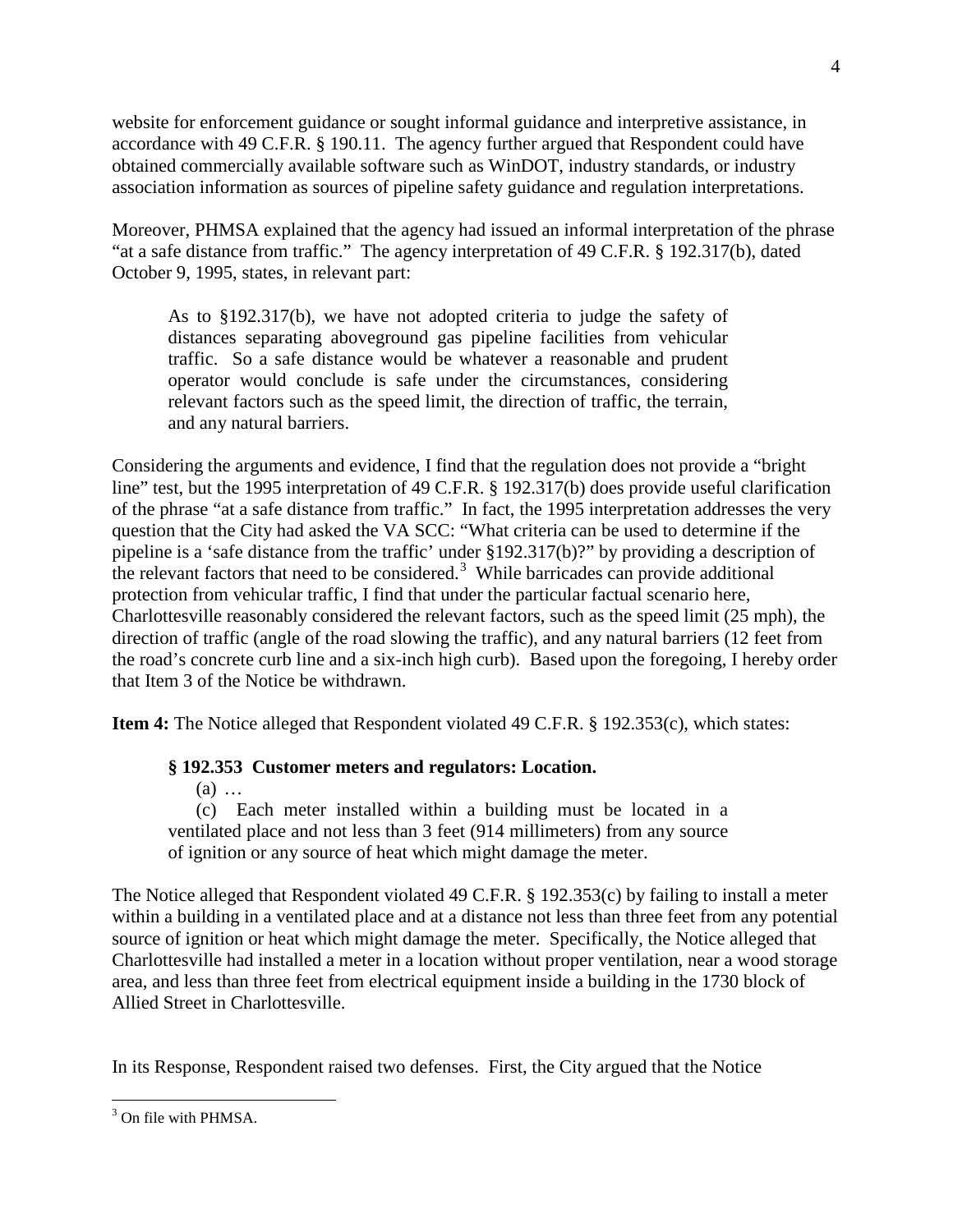website for enforcement guidance or sought informal guidance and interpretive assistance, in accordance with 49 C.F.R. § 190.11. The agency further argued that Respondent could have obtained commercially available software such as WinDOT, industry standards, or industry association information as sources of pipeline safety guidance and regulation interpretations.

Moreover, PHMSA explained that the agency had issued an informal interpretation of the phrase "at a safe distance from traffic." The agency interpretation of 49 C.F.R. § 192.317(b), dated October 9, 1995, states, in relevant part:

> As to §192.317(b), we have not adopted criteria to judge the safety of distances separating aboveground gas pipeline facilities from vehicular traffic. So a safe distance would be whatever a reasonable and prudent operator would conclude is safe under the circumstances, considering relevant factors such as the speed limit, the direction of traffic, the terrain, and any natural barriers.

Considering the arguments and evidence, I find that the regulation does not provide a "bright line" test, but the 1995 interpretation of 49 C.F.R. § 192.317(b) does provide useful clarification of the phrase "at a safe distance from traffic." In fact, the 1995 interpretation addresses the very question that the City had asked the VA SCC: "What criteria can be used to determine if the pipeline is a 'safe distance from the traffic' under §192.317(b)?" by providing a description of the relevant factors that need to be considered.[3] While barricades can provide additional protection from vehicular traffic, I find that under the particular factual scenario here, Charlottesville reasonably considered the relevant factors, such as the speed limit (25 mph), the direction of traffic (angle of the road slowing the traffic), and any natural barriers (12 feet from the road's concrete curb line and a six-inch high curb). Based upon the foregoing, I hereby order that Item 3 of the Notice be withdrawn.

**Item 4:** The Notice alleged that Respondent violated 49 C.F.R. § 192.353(c), which states:

> **§ 192.353 Customer meters and regulators: Location.**
>
> (a) …
>
> (c) Each meter installed within a building must be located in a ventilated place and not less than 3 feet (914 millimeters) from any source of ignition or any source of heat which might damage the meter.

The Notice alleged that Respondent violated 49 C.F.R. § 192.353(c) by failing to install a meter within a building in a ventilated place and at a distance not less than three feet from any potential source of ignition or heat which might damage the meter. Specifically, the Notice alleged that Charlottesville had installed a meter in a location without proper ventilation, near a wood storage area, and less than three feet from electrical equipment inside a building in the 1730 block of Allied Street in Charlottesville.

In its Response, Respondent raised two defenses. First, the City argued that the Notice

[3] On file with PHMSA.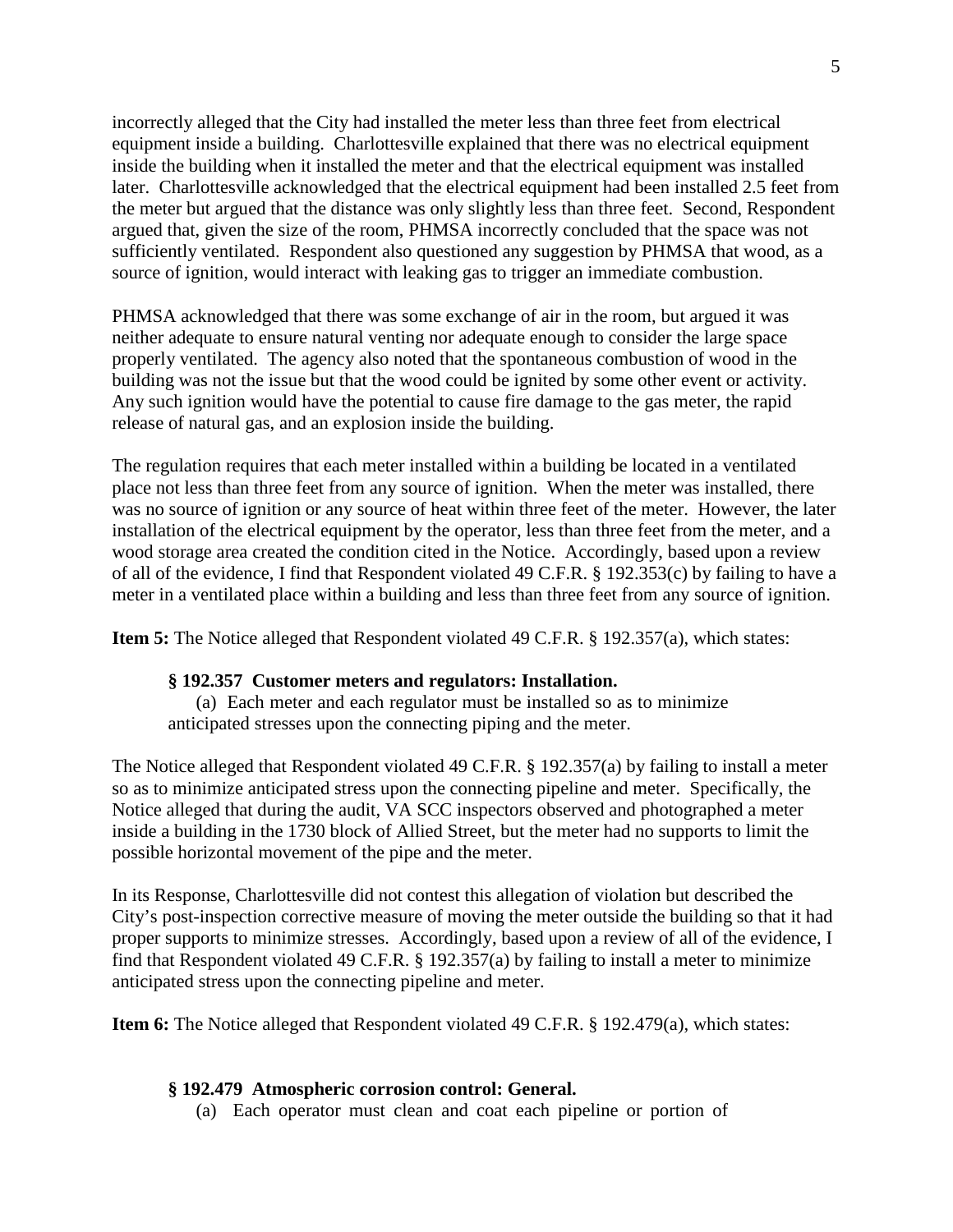incorrectly alleged that the City had installed the meter less than three feet from electrical equipment inside a building. Charlottesville explained that there was no electrical equipment inside the building when it installed the meter and that the electrical equipment was installed later. Charlottesville acknowledged that the electrical equipment had been installed 2.5 feet from the meter but argued that the distance was only slightly less than three feet. Second, Respondent argued that, given the size of the room, PHMSA incorrectly concluded that the space was not sufficiently ventilated. Respondent also questioned any suggestion by PHMSA that wood, as a source of ignition, would interact with leaking gas to trigger an immediate combustion.

PHMSA acknowledged that there was some exchange of air in the room, but argued it was neither adequate to ensure natural venting nor adequate enough to consider the large space properly ventilated. The agency also noted that the spontaneous combustion of wood in the building was not the issue but that the wood could be ignited by some other event or activity. Any such ignition would have the potential to cause fire damage to the gas meter, the rapid release of natural gas, and an explosion inside the building.

The regulation requires that each meter installed within a building be located in a ventilated place not less than three feet from any source of ignition. When the meter was installed, there was no source of ignition or any source of heat within three feet of the meter. However, the later installation of the electrical equipment by the operator, less than three feet from the meter, and a wood storage area created the condition cited in the Notice. Accordingly, based upon a review of all of the evidence, I find that Respondent violated 49 C.F.R. § 192.353(c) by failing to have a meter in a ventilated place within a building and less than three feet from any source of ignition.

**Item 5:** The Notice alleged that Respondent violated 49 C.F.R. § 192.357(a), which states:

> **§ 192.357 Customer meters and regulators: Installation.**
>
> (a) Each meter and each regulator must be installed so as to minimize anticipated stresses upon the connecting piping and the meter.

The Notice alleged that Respondent violated 49 C.F.R. § 192.357(a) by failing to install a meter so as to minimize anticipated stress upon the connecting pipeline and meter. Specifically, the Notice alleged that during the audit, VA SCC inspectors observed and photographed a meter inside a building in the 1730 block of Allied Street, but the meter had no supports to limit the possible horizontal movement of the pipe and the meter.

In its Response, Charlottesville did not contest this allegation of violation but described the City's post-inspection corrective measure of moving the meter outside the building so that it had proper supports to minimize stresses. Accordingly, based upon a review of all of the evidence, I find that Respondent violated 49 C.F.R. § 192.357(a) by failing to install a meter to minimize anticipated stress upon the connecting pipeline and meter.

**Item 6:** The Notice alleged that Respondent violated 49 C.F.R. § 192.479(a), which states:

> **§ 192.479 Atmospheric corrosion control: General.**
>
> (a) Each operator must clean and coat each pipeline or portion of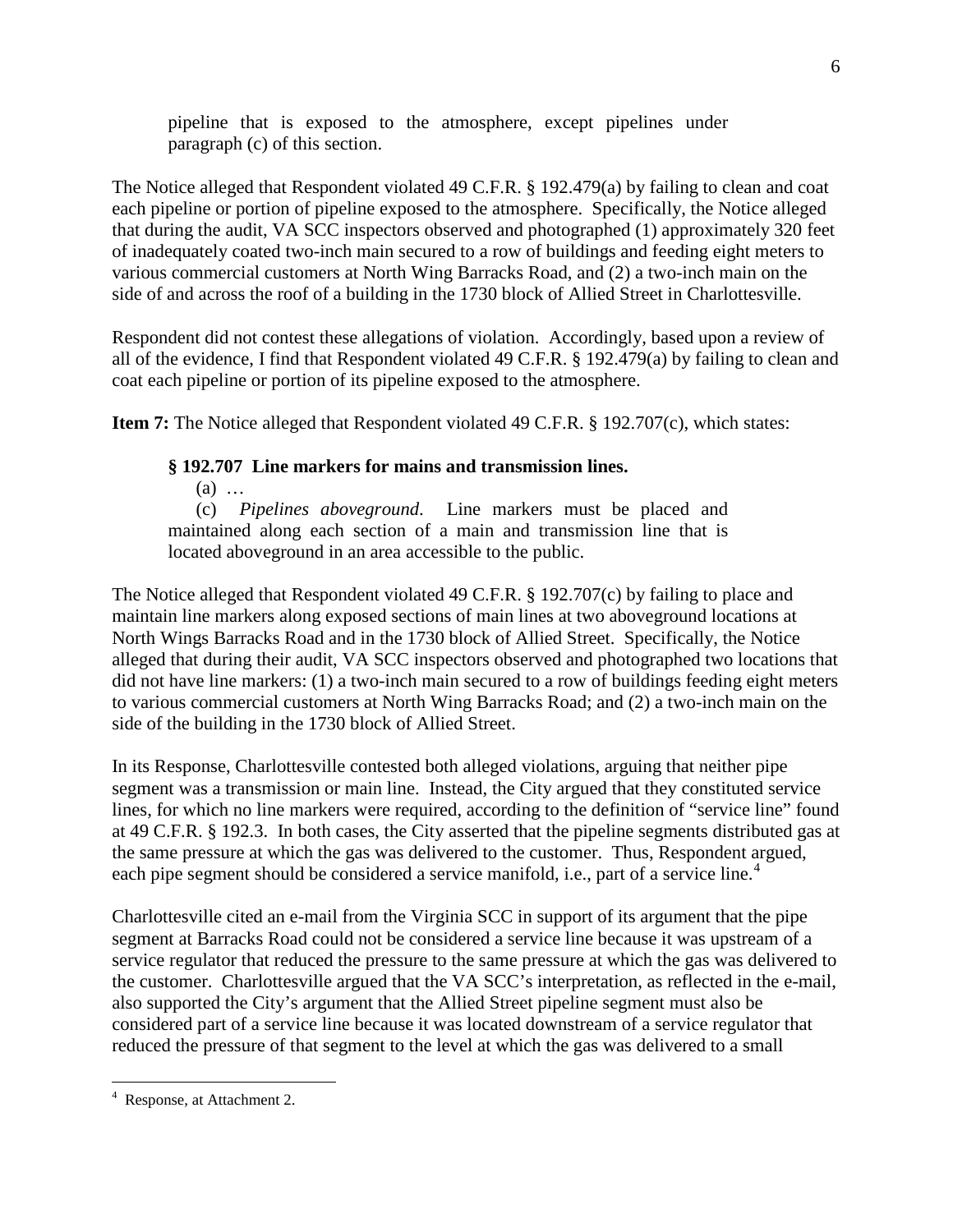pipeline that is exposed to the atmosphere, except pipelines under paragraph (c) of this section.

The Notice alleged that Respondent violated 49 C.F.R. § 192.479(a) by failing to clean and coat each pipeline or portion of pipeline exposed to the atmosphere. Specifically, the Notice alleged that during the audit, VA SCC inspectors observed and photographed (1) approximately 320 feet of inadequately coated two-inch main secured to a row of buildings and feeding eight meters to various commercial customers at North Wing Barracks Road, and (2) a two-inch main on the side of and across the roof of a building in the 1730 block of Allied Street in Charlottesville.

Respondent did not contest these allegations of violation. Accordingly, based upon a review of all of the evidence, I find that Respondent violated 49 C.F.R. § 192.479(a) by failing to clean and coat each pipeline or portion of its pipeline exposed to the atmosphere.

**Item 7:** The Notice alleged that Respondent violated 49 C.F.R. § 192.707(c), which states:

> **§ 192.707 Line markers for mains and transmission lines.**
>
> (a) …
>
> (c) *Pipelines aboveground*. Line markers must be placed and maintained along each section of a main and transmission line that is located aboveground in an area accessible to the public.

The Notice alleged that Respondent violated 49 C.F.R. § 192.707(c) by failing to place and maintain line markers along exposed sections of main lines at two aboveground locations at North Wings Barracks Road and in the 1730 block of Allied Street. Specifically, the Notice alleged that during their audit, VA SCC inspectors observed and photographed two locations that did not have line markers: (1) a two-inch main secured to a row of buildings feeding eight meters to various commercial customers at North Wing Barracks Road; and (2) a two-inch main on the side of the building in the 1730 block of Allied Street.

In its Response, Charlottesville contested both alleged violations, arguing that neither pipe segment was a transmission or main line. Instead, the City argued that they constituted service lines, for which no line markers were required, according to the definition of "service line" found at 49 C.F.R. § 192.3. In both cases, the City asserted that the pipeline segments distributed gas at the same pressure at which the gas was delivered to the customer. Thus, Respondent argued, each pipe segment should be considered a service manifold, i.e., part of a service line.[4]

Charlottesville cited an e-mail from the Virginia SCC in support of its argument that the pipe segment at Barracks Road could not be considered a service line because it was upstream of a service regulator that reduced the pressure to the same pressure at which the gas was delivered to the customer. Charlottesville argued that the VA SCC's interpretation, as reflected in the e-mail, also supported the City's argument that the Allied Street pipeline segment must also be considered part of a service line because it was located downstream of a service regulator that reduced the pressure of that segment to the level at which the gas was delivered to a small

---

[4] Response, at Attachment 2.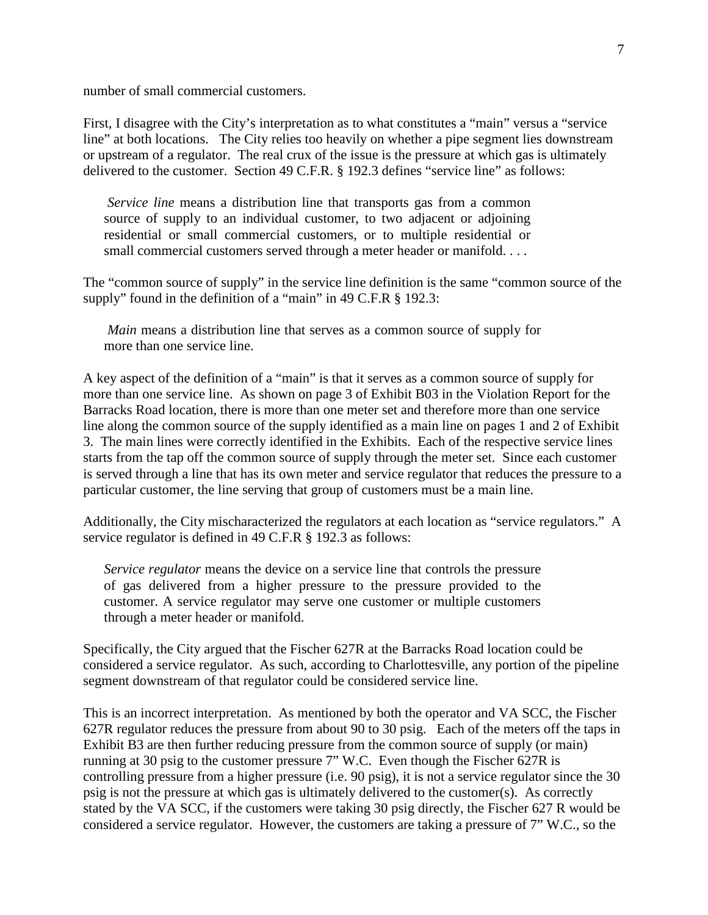number of small commercial customers.

First, I disagree with the City's interpretation as to what constitutes a "main" versus a "service line" at both locations. The City relies too heavily on whether a pipe segment lies downstream or upstream of a regulator. The real crux of the issue is the pressure at which gas is ultimately delivered to the customer. Section 49 C.F.R. § 192.3 defines "service line" as follows:

> *Service line* means a distribution line that transports gas from a common source of supply to an individual customer, to two adjacent or adjoining residential or small commercial customers, or to multiple residential or small commercial customers served through a meter header or manifold. . . .

The "common source of supply" in the service line definition is the same "common source of the supply" found in the definition of a "main" in 49 C.F.R § 192.3:

> *Main* means a distribution line that serves as a common source of supply for more than one service line.

A key aspect of the definition of a "main" is that it serves as a common source of supply for more than one service line. As shown on page 3 of Exhibit B03 in the Violation Report for the Barracks Road location, there is more than one meter set and therefore more than one service line along the common source of the supply identified as a main line on pages 1 and 2 of Exhibit 3. The main lines were correctly identified in the Exhibits. Each of the respective service lines starts from the tap off the common source of supply through the meter set. Since each customer is served through a line that has its own meter and service regulator that reduces the pressure to a particular customer, the line serving that group of customers must be a main line.

Additionally, the City mischaracterized the regulators at each location as "service regulators." A service regulator is defined in 49 C.F.R § 192.3 as follows:

> *Service regulator* means the device on a service line that controls the pressure of gas delivered from a higher pressure to the pressure provided to the customer. A service regulator may serve one customer or multiple customers through a meter header or manifold.

Specifically, the City argued that the Fischer 627R at the Barracks Road location could be considered a service regulator. As such, according to Charlottesville, any portion of the pipeline segment downstream of that regulator could be considered service line.

This is an incorrect interpretation. As mentioned by both the operator and VA SCC, the Fischer 627R regulator reduces the pressure from about 90 to 30 psig. Each of the meters off the taps in Exhibit B3 are then further reducing pressure from the common source of supply (or main) running at 30 psig to the customer pressure 7" W.C. Even though the Fischer 627R is controlling pressure from a higher pressure (i.e. 90 psig), it is not a service regulator since the 30 psig is not the pressure at which gas is ultimately delivered to the customer(s). As correctly stated by the VA SCC, if the customers were taking 30 psig directly, the Fischer 627 R would be considered a service regulator. However, the customers are taking a pressure of 7" W.C., so the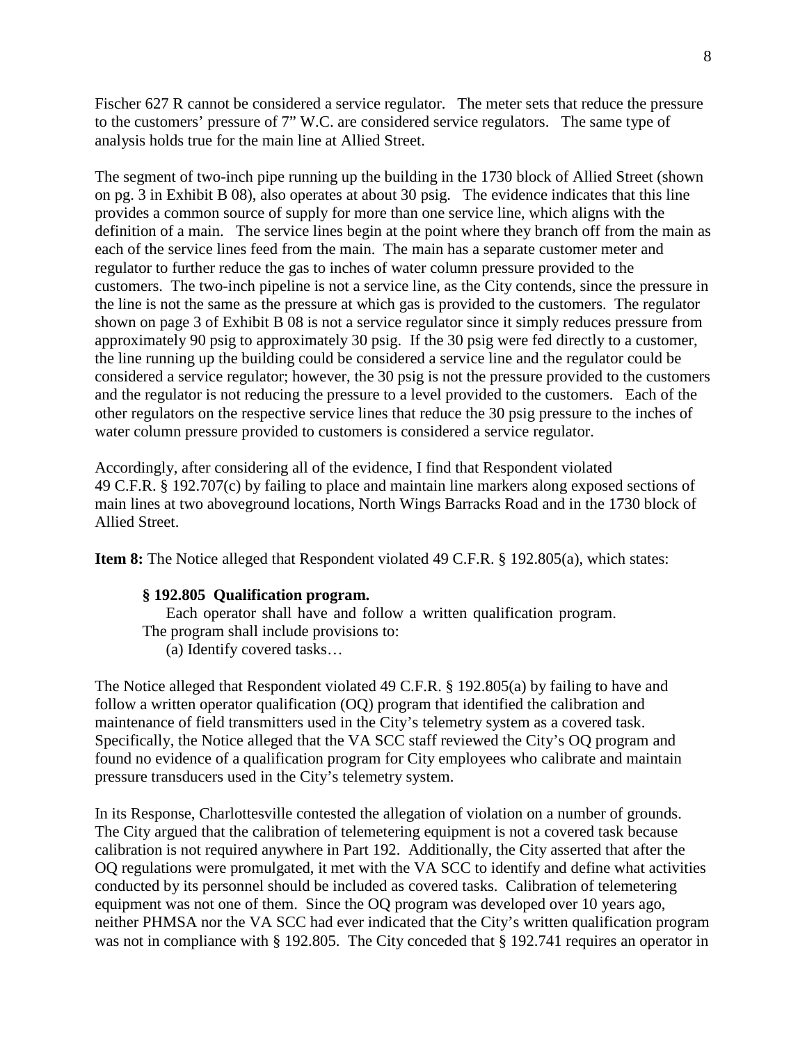Fischer 627 R cannot be considered a service regulator. The meter sets that reduce the pressure to the customers' pressure of 7" W.C. are considered service regulators. The same type of analysis holds true for the main line at Allied Street.

The segment of two-inch pipe running up the building in the 1730 block of Allied Street (shown on pg. 3 in Exhibit B 08), also operates at about 30 psig. The evidence indicates that this line provides a common source of supply for more than one service line, which aligns with the definition of a main. The service lines begin at the point where they branch off from the main as each of the service lines feed from the main. The main has a separate customer meter and regulator to further reduce the gas to inches of water column pressure provided to the customers. The two-inch pipeline is not a service line, as the City contends, since the pressure in the line is not the same as the pressure at which gas is provided to the customers. The regulator shown on page 3 of Exhibit B 08 is not a service regulator since it simply reduces pressure from approximately 90 psig to approximately 30 psig. If the 30 psig were fed directly to a customer, the line running up the building could be considered a service line and the regulator could be considered a service regulator; however, the 30 psig is not the pressure provided to the customers and the regulator is not reducing the pressure to a level provided to the customers. Each of the other regulators on the respective service lines that reduce the 30 psig pressure to the inches of water column pressure provided to customers is considered a service regulator.

Accordingly, after considering all of the evidence, I find that Respondent violated 49 C.F.R. § 192.707(c) by failing to place and maintain line markers along exposed sections of main lines at two aboveground locations, North Wings Barracks Road and in the 1730 block of Allied Street.

**Item 8:** The Notice alleged that Respondent violated 49 C.F.R. § 192.805(a), which states:

> **§ 192.805 Qualification program.**
>
> Each operator shall have and follow a written qualification program. The program shall include provisions to:
>
> (a) Identify covered tasks…

The Notice alleged that Respondent violated 49 C.F.R. § 192.805(a) by failing to have and follow a written operator qualification (OQ) program that identified the calibration and maintenance of field transmitters used in the City's telemetry system as a covered task. Specifically, the Notice alleged that the VA SCC staff reviewed the City's OQ program and found no evidence of a qualification program for City employees who calibrate and maintain pressure transducers used in the City's telemetry system.

In its Response, Charlottesville contested the allegation of violation on a number of grounds. The City argued that the calibration of telemetering equipment is not a covered task because calibration is not required anywhere in Part 192. Additionally, the City asserted that after the OQ regulations were promulgated, it met with the VA SCC to identify and define what activities conducted by its personnel should be included as covered tasks. Calibration of telemetering equipment was not one of them. Since the OQ program was developed over 10 years ago, neither PHMSA nor the VA SCC had ever indicated that the City's written qualification program was not in compliance with § 192.805. The City conceded that § 192.741 requires an operator in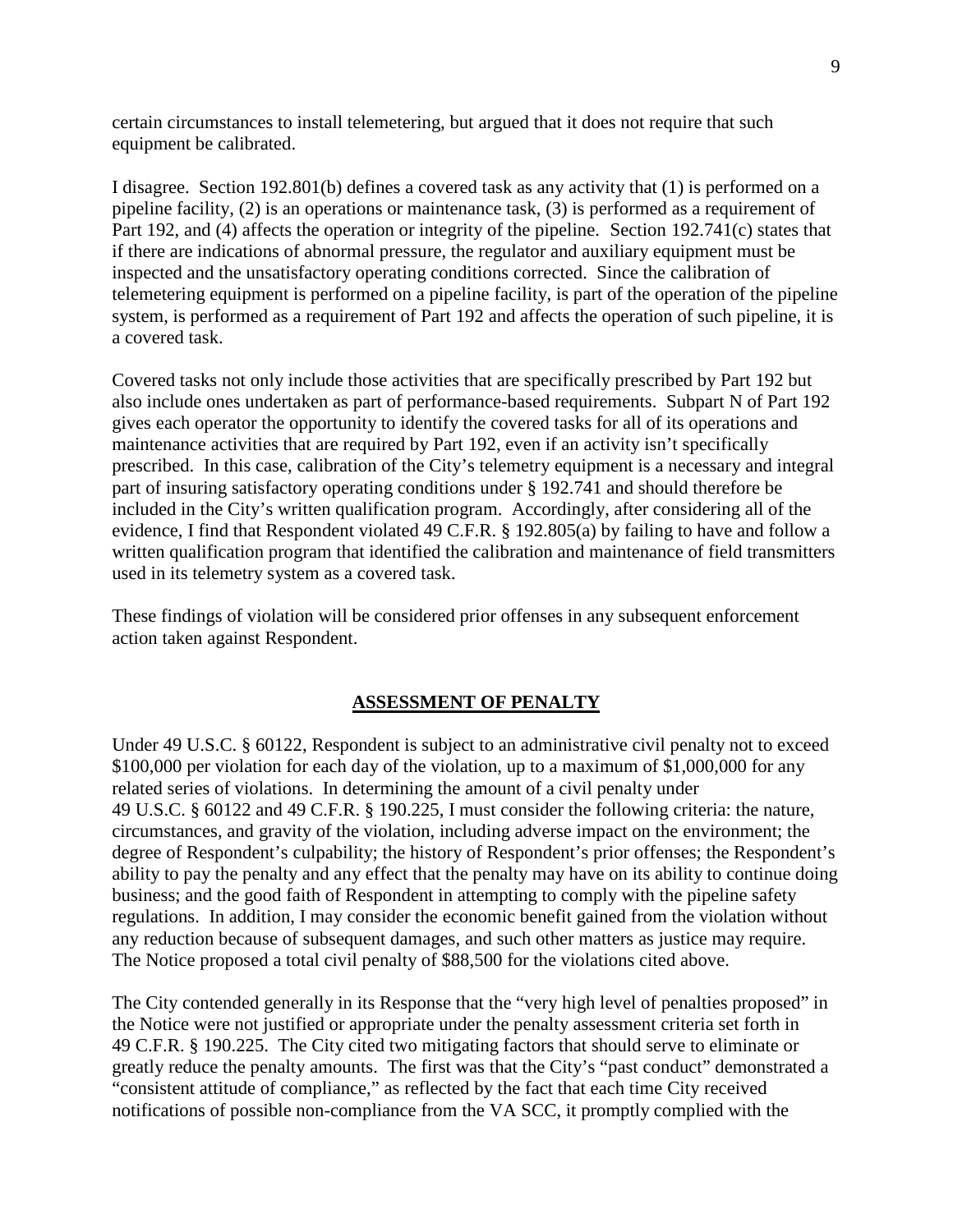certain circumstances to install telemetering, but argued that it does not require that such equipment be calibrated.

I disagree. Section 192.801(b) defines a covered task as any activity that (1) is performed on a pipeline facility, (2) is an operations or maintenance task, (3) is performed as a requirement of Part 192, and (4) affects the operation or integrity of the pipeline. Section 192.741(c) states that if there are indications of abnormal pressure, the regulator and auxiliary equipment must be inspected and the unsatisfactory operating conditions corrected. Since the calibration of telemetering equipment is performed on a pipeline facility, is part of the operation of the pipeline system, is performed as a requirement of Part 192 and affects the operation of such pipeline, it is a covered task.

Covered tasks not only include those activities that are specifically prescribed by Part 192 but also include ones undertaken as part of performance-based requirements. Subpart N of Part 192 gives each operator the opportunity to identify the covered tasks for all of its operations and maintenance activities that are required by Part 192, even if an activity isn't specifically prescribed. In this case, calibration of the City's telemetry equipment is a necessary and integral part of insuring satisfactory operating conditions under § 192.741 and should therefore be included in the City's written qualification program. Accordingly, after considering all of the evidence, I find that Respondent violated 49 C.F.R. § 192.805(a) by failing to have and follow a written qualification program that identified the calibration and maintenance of field transmitters used in its telemetry system as a covered task.

These findings of violation will be considered prior offenses in any subsequent enforcement action taken against Respondent.

## ASSESSMENT OF PENALTY

Under 49 U.S.C. § 60122, Respondent is subject to an administrative civil penalty not to exceed $100,000 per violation for each day of the violation, up to a maximum of $1,000,000 for any related series of violations. In determining the amount of a civil penalty under 49 U.S.C. § 60122 and 49 C.F.R. § 190.225, I must consider the following criteria: the nature, circumstances, and gravity of the violation, including adverse impact on the environment; the degree of Respondent's culpability; the history of Respondent's prior offenses; the Respondent's ability to pay the penalty and any effect that the penalty may have on its ability to continue doing business; and the good faith of Respondent in attempting to comply with the pipeline safety regulations. In addition, I may consider the economic benefit gained from the violation without any reduction because of subsequent damages, and such other matters as justice may require. The Notice proposed a total civil penalty of $88,500 for the violations cited above.

The City contended generally in its Response that the "very high level of penalties proposed" in the Notice were not justified or appropriate under the penalty assessment criteria set forth in 49 C.F.R. § 190.225. The City cited two mitigating factors that should serve to eliminate or greatly reduce the penalty amounts. The first was that the City's "past conduct" demonstrated a "consistent attitude of compliance," as reflected by the fact that each time City received notifications of possible non-compliance from the VA SCC, it promptly complied with the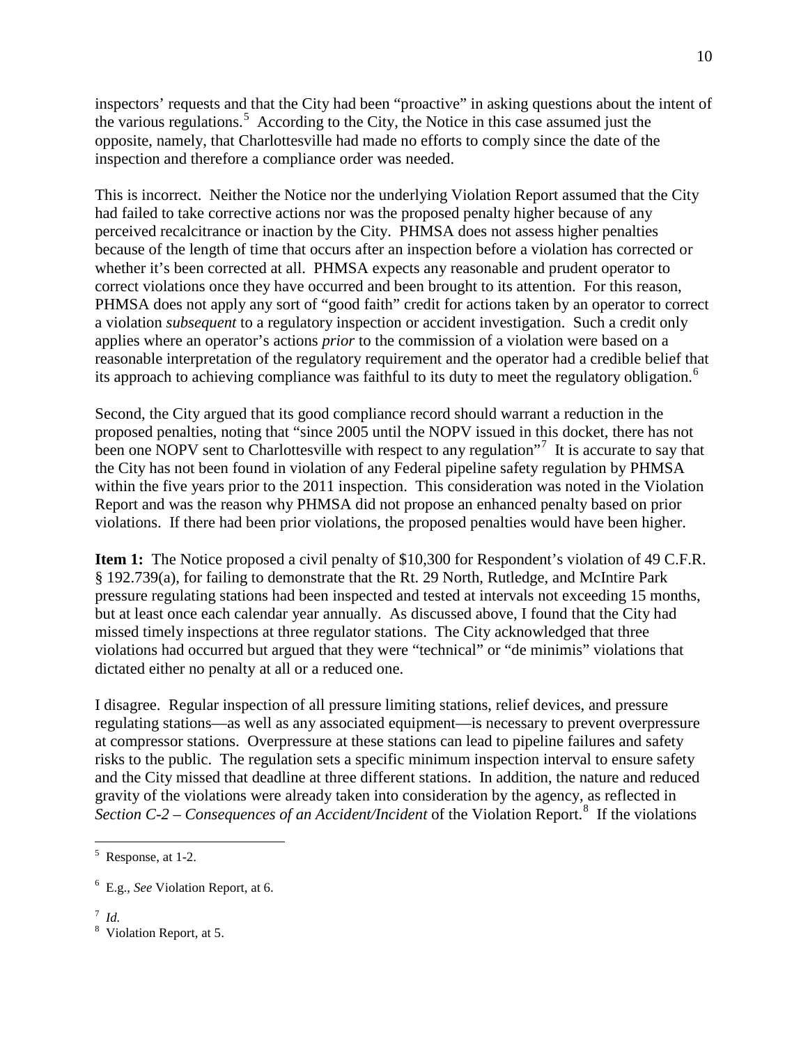inspectors' requests and that the City had been "proactive" in asking questions about the intent of the various regulations.[5] According to the City, the Notice in this case assumed just the opposite, namely, that Charlottesville had made no efforts to comply since the date of the inspection and therefore a compliance order was needed.

This is incorrect. Neither the Notice nor the underlying Violation Report assumed that the City had failed to take corrective actions nor was the proposed penalty higher because of any perceived recalcitrance or inaction by the City. PHMSA does not assess higher penalties because of the length of time that occurs after an inspection before a violation has corrected or whether it's been corrected at all. PHMSA expects any reasonable and prudent operator to correct violations once they have occurred and been brought to its attention. For this reason, PHMSA does not apply any sort of "good faith" credit for actions taken by an operator to correct a violation *subsequent* to a regulatory inspection or accident investigation. Such a credit only applies where an operator's actions *prior* to the commission of a violation were based on a reasonable interpretation of the regulatory requirement and the operator had a credible belief that its approach to achieving compliance was faithful to its duty to meet the regulatory obligation.[6]

Second, the City argued that its good compliance record should warrant a reduction in the proposed penalties, noting that "since 2005 until the NOPV issued in this docket, there has not been one NOPV sent to Charlottesville with respect to any regulation"[7] It is accurate to say that the City has not been found in violation of any Federal pipeline safety regulation by PHMSA within the five years prior to the 2011 inspection. This consideration was noted in the Violation Report and was the reason why PHMSA did not propose an enhanced penalty based on prior violations. If there had been prior violations, the proposed penalties would have been higher.

**Item 1:** The Notice proposed a civil penalty of $10,300 for Respondent's violation of 49 C.F.R. § 192.739(a), for failing to demonstrate that the Rt. 29 North, Rutledge, and McIntire Park pressure regulating stations had been inspected and tested at intervals not exceeding 15 months, but at least once each calendar year annually. As discussed above, I found that the City had missed timely inspections at three regulator stations. The City acknowledged that three violations had occurred but argued that they were "technical" or "de minimis" violations that dictated either no penalty at all or a reduced one.

I disagree. Regular inspection of all pressure limiting stations, relief devices, and pressure regulating stations—as well as any associated equipment—is necessary to prevent overpressure at compressor stations. Overpressure at these stations can lead to pipeline failures and safety risks to the public. The regulation sets a specific minimum inspection interval to ensure safety and the City missed that deadline at three different stations. In addition, the nature and reduced gravity of the violations were already taken into consideration by the agency, as reflected in *Section C-2 – Consequences of an Accident/Incident* of the Violation Report.[8] If the violations

---

[5] Response, at 1-2.

[6] E.g., *See* Violation Report, at 6.

[7] *Id.*

[8] Violation Report, at 5.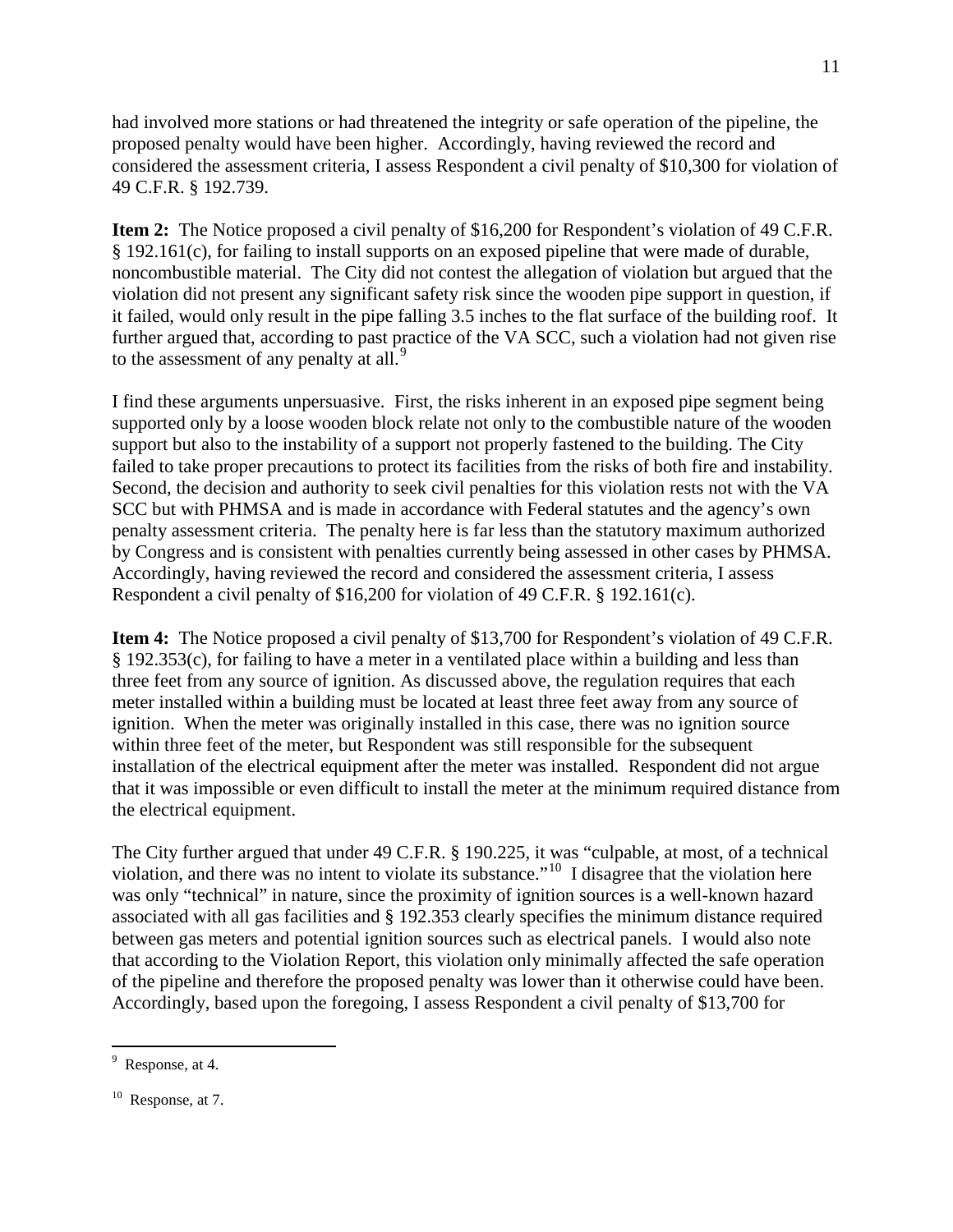had involved more stations or had threatened the integrity or safe operation of the pipeline, the proposed penalty would have been higher. Accordingly, having reviewed the record and considered the assessment criteria, I assess Respondent a civil penalty of $10,300 for violation of 49 C.F.R. § 192.739.

**Item 2:** The Notice proposed a civil penalty of $16,200 for Respondent's violation of 49 C.F.R. § 192.161(c), for failing to install supports on an exposed pipeline that were made of durable, noncombustible material. The City did not contest the allegation of violation but argued that the violation did not present any significant safety risk since the wooden pipe support in question, if it failed, would only result in the pipe falling 3.5 inches to the flat surface of the building roof. It further argued that, according to past practice of the VA SCC, such a violation had not given rise to the assessment of any penalty at all.[9]

I find these arguments unpersuasive. First, the risks inherent in an exposed pipe segment being supported only by a loose wooden block relate not only to the combustible nature of the wooden support but also to the instability of a support not properly fastened to the building. The City failed to take proper precautions to protect its facilities from the risks of both fire and instability. Second, the decision and authority to seek civil penalties for this violation rests not with the VA SCC but with PHMSA and is made in accordance with Federal statutes and the agency's own penalty assessment criteria. The penalty here is far less than the statutory maximum authorized by Congress and is consistent with penalties currently being assessed in other cases by PHMSA. Accordingly, having reviewed the record and considered the assessment criteria, I assess Respondent a civil penalty of $16,200 for violation of 49 C.F.R. § 192.161(c).

**Item 4:** The Notice proposed a civil penalty of $13,700 for Respondent's violation of 49 C.F.R. § 192.353(c), for failing to have a meter in a ventilated place within a building and less than three feet from any source of ignition. As discussed above, the regulation requires that each meter installed within a building must be located at least three feet away from any source of ignition. When the meter was originally installed in this case, there was no ignition source within three feet of the meter, but Respondent was still responsible for the subsequent installation of the electrical equipment after the meter was installed. Respondent did not argue that it was impossible or even difficult to install the meter at the minimum required distance from the electrical equipment.

The City further argued that under 49 C.F.R. § 190.225, it was "culpable, at most, of a technical violation, and there was no intent to violate its substance."[10] I disagree that the violation here was only "technical" in nature, since the proximity of ignition sources is a well-known hazard associated with all gas facilities and § 192.353 clearly specifies the minimum distance required between gas meters and potential ignition sources such as electrical panels. I would also note that according to the Violation Report, this violation only minimally affected the safe operation of the pipeline and therefore the proposed penalty was lower than it otherwise could have been. Accordingly, based upon the foregoing, I assess Respondent a civil penalty of $13,700 for

---

[9] Response, at 4.

[10] Response, at 7.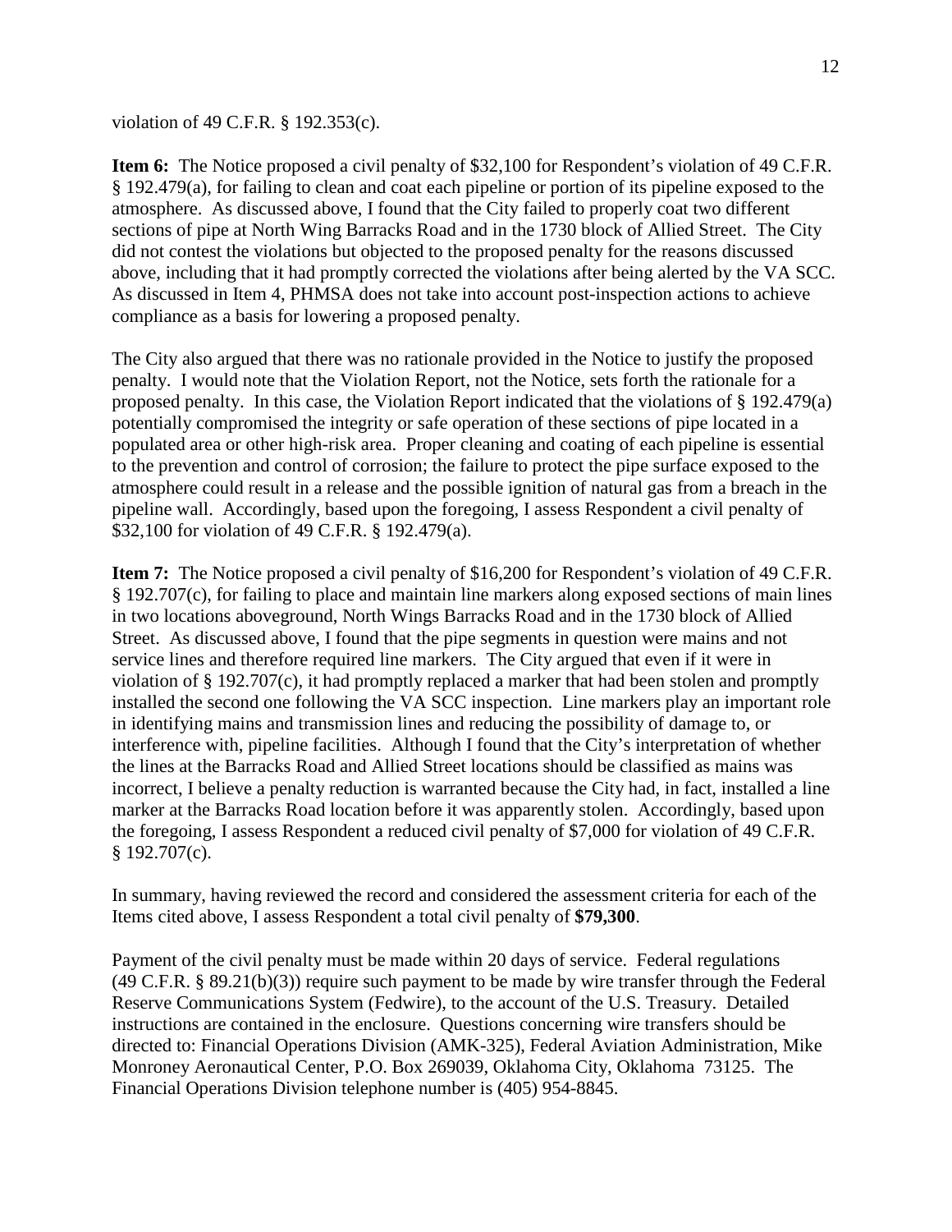violation of 49 C.F.R. § 192.353(c).

**Item 6:** The Notice proposed a civil penalty of $32,100 for Respondent's violation of 49 C.F.R. § 192.479(a), for failing to clean and coat each pipeline or portion of its pipeline exposed to the atmosphere. As discussed above, I found that the City failed to properly coat two different sections of pipe at North Wing Barracks Road and in the 1730 block of Allied Street. The City did not contest the violations but objected to the proposed penalty for the reasons discussed above, including that it had promptly corrected the violations after being alerted by the VA SCC. As discussed in Item 4, PHMSA does not take into account post-inspection actions to achieve compliance as a basis for lowering a proposed penalty.

The City also argued that there was no rationale provided in the Notice to justify the proposed penalty. I would note that the Violation Report, not the Notice, sets forth the rationale for a proposed penalty. In this case, the Violation Report indicated that the violations of § 192.479(a) potentially compromised the integrity or safe operation of these sections of pipe located in a populated area or other high-risk area. Proper cleaning and coating of each pipeline is essential to the prevention and control of corrosion; the failure to protect the pipe surface exposed to the atmosphere could result in a release and the possible ignition of natural gas from a breach in the pipeline wall. Accordingly, based upon the foregoing, I assess Respondent a civil penalty of $32,100 for violation of 49 C.F.R. § 192.479(a).

**Item 7:** The Notice proposed a civil penalty of $16,200 for Respondent's violation of 49 C.F.R. § 192.707(c), for failing to place and maintain line markers along exposed sections of main lines in two locations aboveground, North Wings Barracks Road and in the 1730 block of Allied Street. As discussed above, I found that the pipe segments in question were mains and not service lines and therefore required line markers. The City argued that even if it were in violation of § 192.707(c), it had promptly replaced a marker that had been stolen and promptly installed the second one following the VA SCC inspection. Line markers play an important role in identifying mains and transmission lines and reducing the possibility of damage to, or interference with, pipeline facilities. Although I found that the City's interpretation of whether the lines at the Barracks Road and Allied Street locations should be classified as mains was incorrect, I believe a penalty reduction is warranted because the City had, in fact, installed a line marker at the Barracks Road location before it was apparently stolen. Accordingly, based upon the foregoing, I assess Respondent a reduced civil penalty of $7,000 for violation of 49 C.F.R. § 192.707(c).

In summary, having reviewed the record and considered the assessment criteria for each of the Items cited above, I assess Respondent a total civil penalty of **$79,300**.

Payment of the civil penalty must be made within 20 days of service. Federal regulations (49 C.F.R. § 89.21(b)(3)) require such payment to be made by wire transfer through the Federal Reserve Communications System (Fedwire), to the account of the U.S. Treasury. Detailed instructions are contained in the enclosure. Questions concerning wire transfers should be directed to: Financial Operations Division (AMK-325), Federal Aviation Administration, Mike Monroney Aeronautical Center, P.O. Box 269039, Oklahoma City, Oklahoma 73125. The Financial Operations Division telephone number is (405) 954-8845.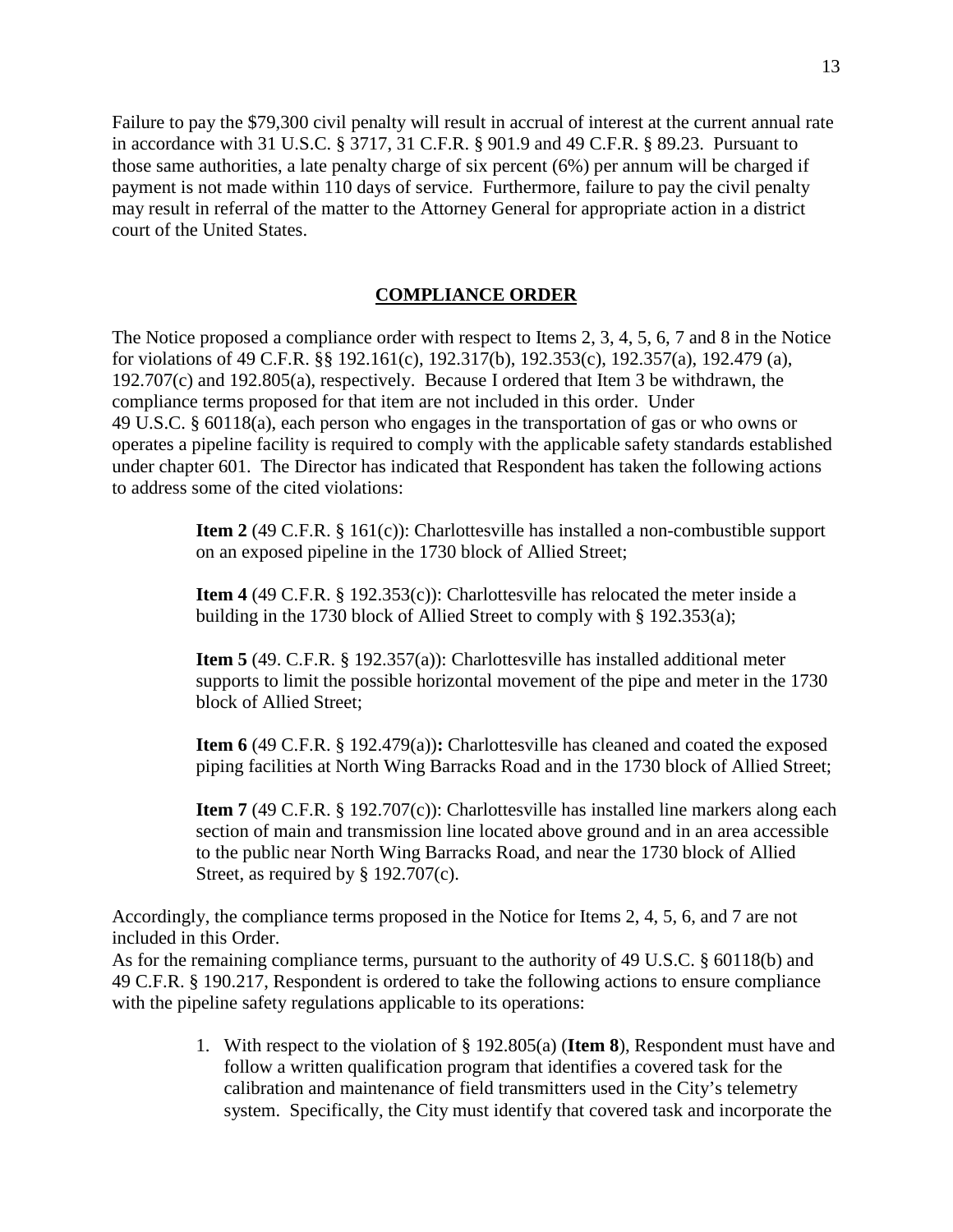Failure to pay the $79,300 civil penalty will result in accrual of interest at the current annual rate in accordance with 31 U.S.C. § 3717, 31 C.F.R. § 901.9 and 49 C.F.R. § 89.23. Pursuant to those same authorities, a late penalty charge of six percent (6%) per annum will be charged if payment is not made within 110 days of service. Furthermore, failure to pay the civil penalty may result in referral of the matter to the Attorney General for appropriate action in a district court of the United States.

## COMPLIANCE ORDER

The Notice proposed a compliance order with respect to Items 2, 3, 4, 5, 6, 7 and 8 in the Notice for violations of 49 C.F.R. §§ 192.161(c), 192.317(b), 192.353(c), 192.357(a), 192.479 (a), 192.707(c) and 192.805(a), respectively. Because I ordered that Item 3 be withdrawn, the compliance terms proposed for that item are not included in this order. Under 49 U.S.C. § 60118(a), each person who engages in the transportation of gas or who owns or operates a pipeline facility is required to comply with the applicable safety standards established under chapter 601. The Director has indicated that Respondent has taken the following actions to address some of the cited violations:

> **Item 2** (49 C.F.R. § 161(c)): Charlottesville has installed a non-combustible support on an exposed pipeline in the 1730 block of Allied Street;
>
> **Item 4** (49 C.F.R. § 192.353(c)): Charlottesville has relocated the meter inside a building in the 1730 block of Allied Street to comply with § 192.353(a);
>
> **Item 5** (49. C.F.R. § 192.357(a)): Charlottesville has installed additional meter supports to limit the possible horizontal movement of the pipe and meter in the 1730 block of Allied Street;
>
> **Item 6** (49 C.F.R. § 192.479(a))**:** Charlottesville has cleaned and coated the exposed piping facilities at North Wing Barracks Road and in the 1730 block of Allied Street;
>
> **Item 7** (49 C.F.R. § 192.707(c)): Charlottesville has installed line markers along each section of main and transmission line located above ground and in an area accessible to the public near North Wing Barracks Road, and near the 1730 block of Allied Street, as required by § 192.707(c).

Accordingly, the compliance terms proposed in the Notice for Items 2, 4, 5, 6, and 7 are not included in this Order.

As for the remaining compliance terms, pursuant to the authority of 49 U.S.C. § 60118(b) and 49 C.F.R. § 190.217, Respondent is ordered to take the following actions to ensure compliance with the pipeline safety regulations applicable to its operations:

1. With respect to the violation of § 192.805(a) (**Item 8**), Respondent must have and follow a written qualification program that identifies a covered task for the calibration and maintenance of field transmitters used in the City's telemetry system. Specifically, the City must identify that covered task and incorporate the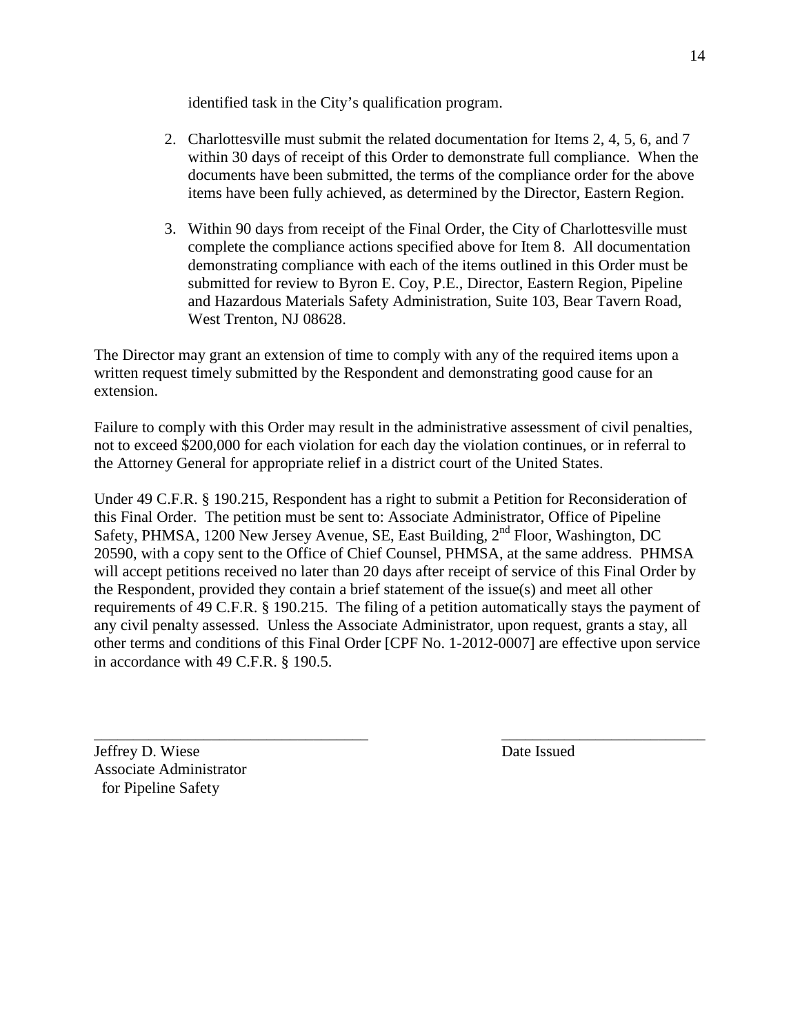identified task in the City's qualification program.

2. Charlottesville must submit the related documentation for Items 2, 4, 5, 6, and 7 within 30 days of receipt of this Order to demonstrate full compliance. When the documents have been submitted, the terms of the compliance order for the above items have been fully achieved, as determined by the Director, Eastern Region.

3. Within 90 days from receipt of the Final Order, the City of Charlottesville must complete the compliance actions specified above for Item 8. All documentation demonstrating compliance with each of the items outlined in this Order must be submitted for review to Byron E. Coy, P.E., Director, Eastern Region, Pipeline and Hazardous Materials Safety Administration, Suite 103, Bear Tavern Road, West Trenton, NJ 08628.

The Director may grant an extension of time to comply with any of the required items upon a written request timely submitted by the Respondent and demonstrating good cause for an extension.

Failure to comply with this Order may result in the administrative assessment of civil penalties, not to exceed $200,000 for each violation for each day the violation continues, or in referral to the Attorney General for appropriate relief in a district court of the United States.

Under 49 C.F.R. § 190.215, Respondent has a right to submit a Petition for Reconsideration of this Final Order. The petition must be sent to: Associate Administrator, Office of Pipeline Safety, PHMSA, 1200 New Jersey Avenue, SE, East Building, 2nd Floor, Washington, DC 20590, with a copy sent to the Office of Chief Counsel, PHMSA, at the same address. PHMSA will accept petitions received no later than 20 days after receipt of service of this Final Order by the Respondent, provided they contain a brief statement of the issue(s) and meet all other requirements of 49 C.F.R. § 190.215. The filing of a petition automatically stays the payment of any civil penalty assessed. Unless the Associate Administrator, upon request, grants a stay, all other terms and conditions of this Final Order [CPF No. 1-2012-0007] are effective upon service in accordance with 49 C.F.R. § 190.5.

\_\_\_\_\_\_\_\_\_\_\_\_\_\_\_\_\_\_\_\_\_\_\_\_\_\_\_\_\_\_\_\_\_\_\_
Jeffrey D. Wiese
Associate Administrator
for Pipeline Safety

\_\_\_\_\_\_\_\_\_\_\_\_\_\_\_\_\_\_\_\_\_\_\_\_\_\_
Date Issued